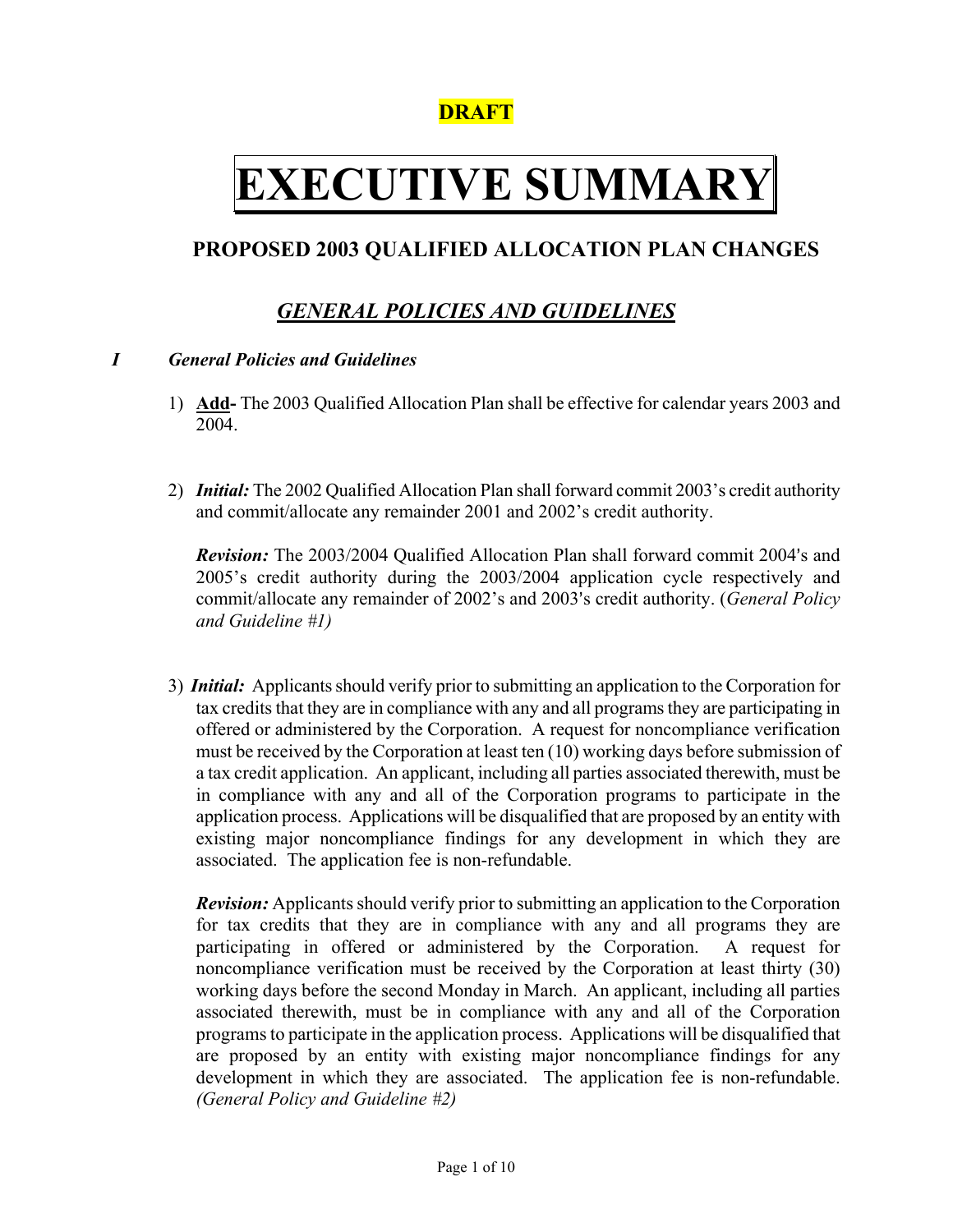**DRAFT**

# EXECUTIVE SUMMARY

## PROPOSED 2003 QUALIFIED ALLOCATION PLAN CHANGES

## *GENERAL POLICIES AND GUIDELINES*

### *I General Policies and Guidelines*

1) **Add-** The 2003 Qualified Allocation Plan shall be effective for calendar years 2003 and 2004.

2) ***Initial:*** The 2002 Qualified Allocation Plan shall forward commit 2003's credit authority and commit/allocate any remainder 2001 and 2002's credit authority.

   ***Revision:*** The 2003/2004 Qualified Allocation Plan shall forward commit 2004's and 2005's credit authority during the 2003/2004 application cycle respectively and commit/allocate any remainder of 2002's and 2003's credit authority. (*General Policy and Guideline #1)*

3) ***Initial:*** Applicants should verify prior to submitting an application to the Corporation for tax credits that they are in compliance with any and all programs they are participating in offered or administered by the Corporation. A request for noncompliance verification must be received by the Corporation at least ten (10) working days before submission of a tax credit application. An applicant, including all parties associated therewith, must be in compliance with any and all of the Corporation programs to participate in the application process. Applications will be disqualified that are proposed by an entity with existing major noncompliance findings for any development in which they are associated. The application fee is non-refundable.

   ***Revision:*** Applicants should verify prior to submitting an application to the Corporation for tax credits that they are in compliance with any and all programs they are participating in offered or administered by the Corporation. A request for noncompliance verification must be received by the Corporation at least thirty (30) working days before the second Monday in March. An applicant, including all parties associated therewith, must be in compliance with any and all of the Corporation programs to participate in the application process. Applications will be disqualified that are proposed by an entity with existing major noncompliance findings for any development in which they are associated. The application fee is non-refundable. *(General Policy and Guideline #2)*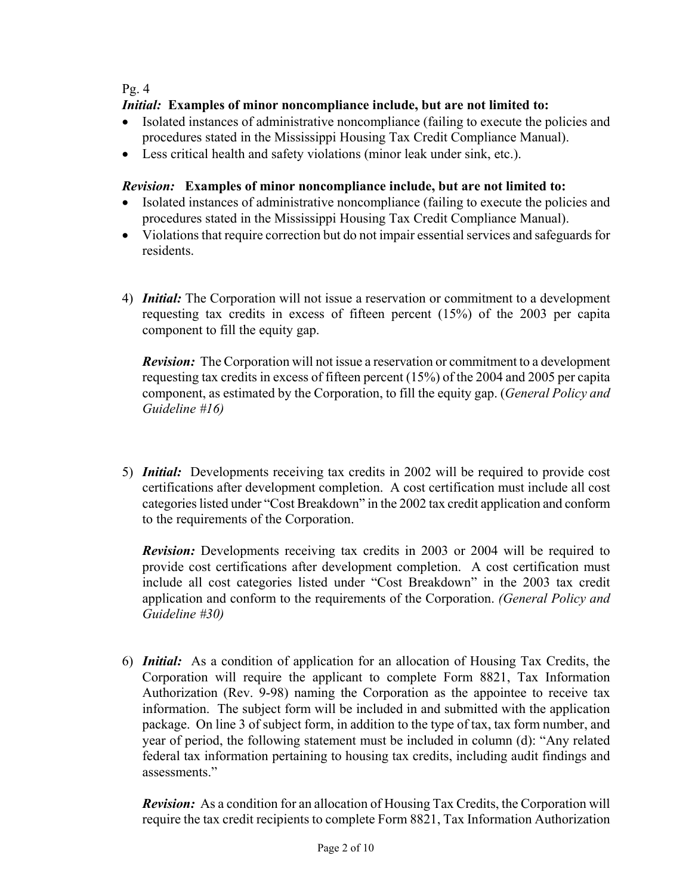Pg. 4

***Initial:*** **Examples of minor noncompliance include, but are not limited to:**

- Isolated instances of administrative noncompliance (failing to execute the policies and procedures stated in the Mississippi Housing Tax Credit Compliance Manual).
- Less critical health and safety violations (minor leak under sink, etc.).

***Revision:*** **Examples of minor noncompliance include, but are not limited to:**

- Isolated instances of administrative noncompliance (failing to execute the policies and procedures stated in the Mississippi Housing Tax Credit Compliance Manual).
- Violations that require correction but do not impair essential services and safeguards for residents.

4) ***Initial:*** The Corporation will not issue a reservation or commitment to a development requesting tax credits in excess of fifteen percent (15%) of the 2003 per capita component to fill the equity gap.

   ***Revision:*** The Corporation will not issue a reservation or commitment to a development requesting tax credits in excess of fifteen percent (15%) of the 2004 and 2005 per capita component, as estimated by the Corporation, to fill the equity gap. (*General Policy and Guideline #16)*

5) ***Initial:*** Developments receiving tax credits in 2002 will be required to provide cost certifications after development completion. A cost certification must include all cost categories listed under "Cost Breakdown" in the 2002 tax credit application and conform to the requirements of the Corporation.

   ***Revision:*** Developments receiving tax credits in 2003 or 2004 will be required to provide cost certifications after development completion. A cost certification must include all cost categories listed under "Cost Breakdown" in the 2003 tax credit application and conform to the requirements of the Corporation. *(General Policy and Guideline #30)*

6) ***Initial:*** As a condition of application for an allocation of Housing Tax Credits, the Corporation will require the applicant to complete Form 8821, Tax Information Authorization (Rev. 9-98) naming the Corporation as the appointee to receive tax information. The subject form will be included in and submitted with the application package. On line 3 of subject form, in addition to the type of tax, tax form number, and year of period, the following statement must be included in column (d): "Any related federal tax information pertaining to housing tax credits, including audit findings and assessments."

   ***Revision:*** As a condition for an allocation of Housing Tax Credits, the Corporation will require the tax credit recipients to complete Form 8821, Tax Information Authorization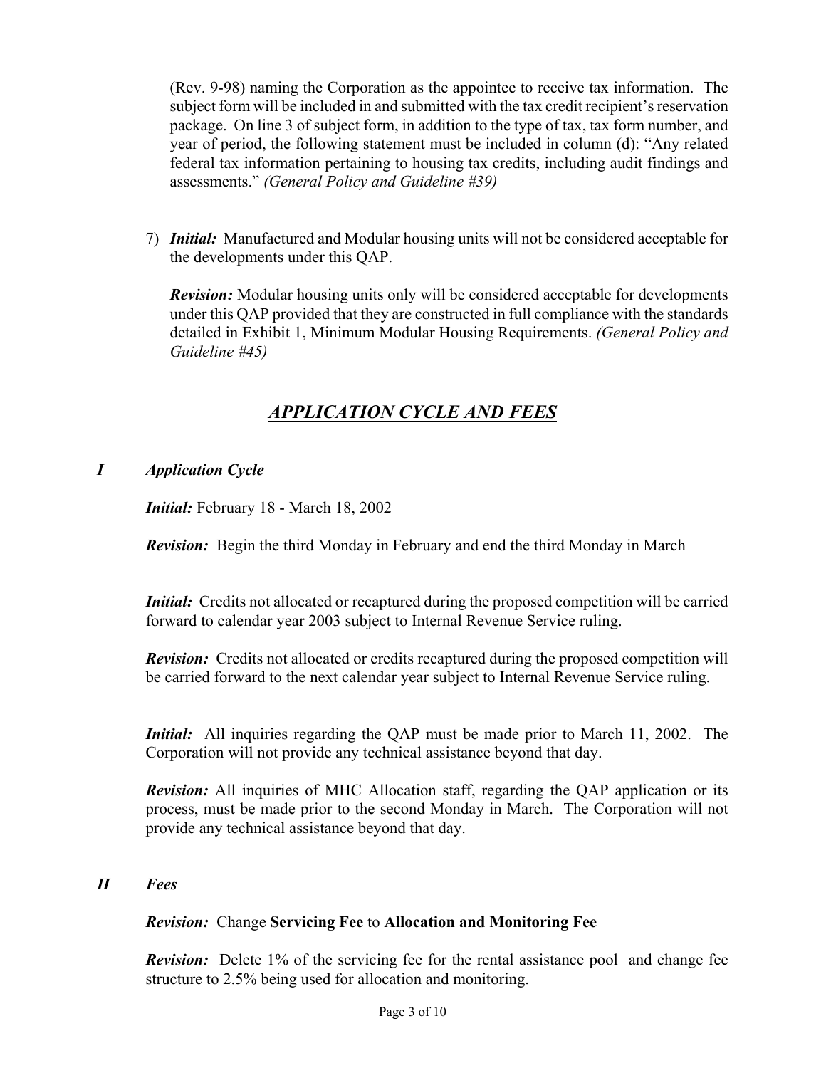(Rev. 9-98) naming the Corporation as the appointee to receive tax information. The subject form will be included in and submitted with the tax credit recipient's reservation package. On line 3 of subject form, in addition to the type of tax, tax form number, and year of period, the following statement must be included in column (d): "Any related federal tax information pertaining to housing tax credits, including audit findings and assessments." *(General Policy and Guideline #39)*

7) ***Initial:*** Manufactured and Modular housing units will not be considered acceptable for the developments under this QAP.

   ***Revision:*** Modular housing units only will be considered acceptable for developments under this QAP provided that they are constructed in full compliance with the standards detailed in Exhibit 1, Minimum Modular Housing Requirements. *(General Policy and Guideline #45)*

## ***APPLICATION CYCLE AND FEES***

### *I Application Cycle*

***Initial:*** February 18 - March 18, 2002

***Revision:*** Begin the third Monday in February and end the third Monday in March

***Initial:*** Credits not allocated or recaptured during the proposed competition will be carried forward to calendar year 2003 subject to Internal Revenue Service ruling.

***Revision:*** Credits not allocated or credits recaptured during the proposed competition will be carried forward to the next calendar year subject to Internal Revenue Service ruling.

***Initial:*** All inquiries regarding the QAP must be made prior to March 11, 2002. The Corporation will not provide any technical assistance beyond that day.

***Revision:*** All inquiries of MHC Allocation staff, regarding the QAP application or its process, must be made prior to the second Monday in March. The Corporation will not provide any technical assistance beyond that day.

### *II Fees*

***Revision:*** Change **Servicing Fee** to **Allocation and Monitoring Fee**

***Revision:*** Delete 1% of the servicing fee for the rental assistance pool and change fee structure to 2.5% being used for allocation and monitoring.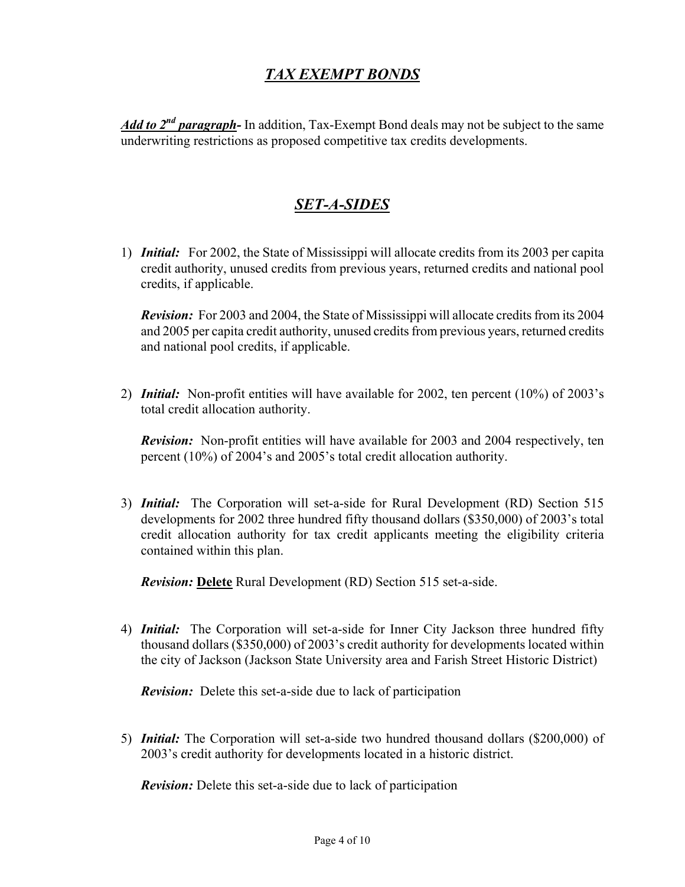## ***TAX EXEMPT BONDS***

***Add to 2nd paragraph-*** In addition, Tax-Exempt Bond deals may not be subject to the same underwriting restrictions as proposed competitive tax credits developments.

## ***SET-A-SIDES***

1) ***Initial:*** For 2002, the State of Mississippi will allocate credits from its 2003 per capita credit authority, unused credits from previous years, returned credits and national pool credits, if applicable.

   ***Revision:*** For 2003 and 2004, the State of Mississippi will allocate credits from its 2004 and 2005 per capita credit authority, unused credits from previous years, returned credits and national pool credits, if applicable.

2) ***Initial:*** Non-profit entities will have available for 2002, ten percent (10%) of 2003's total credit allocation authority.

   ***Revision:*** Non-profit entities will have available for 2003 and 2004 respectively, ten percent (10%) of 2004's and 2005's total credit allocation authority.

3) ***Initial:*** The Corporation will set-a-side for Rural Development (RD) Section 515 developments for 2002 three hundred fifty thousand dollars ($350,000) of 2003's total credit allocation authority for tax credit applicants meeting the eligibility criteria contained within this plan.

   ***Revision:*** **Delete** Rural Development (RD) Section 515 set-a-side.

4) ***Initial:*** The Corporation will set-a-side for Inner City Jackson three hundred fifty thousand dollars ($350,000) of 2003's credit authority for developments located within the city of Jackson (Jackson State University area and Farish Street Historic District)

   ***Revision:*** Delete this set-a-side due to lack of participation

5) ***Initial:*** The Corporation will set-a-side two hundred thousand dollars ($200,000) of 2003's credit authority for developments located in a historic district.

   ***Revision:*** Delete this set-a-side due to lack of participation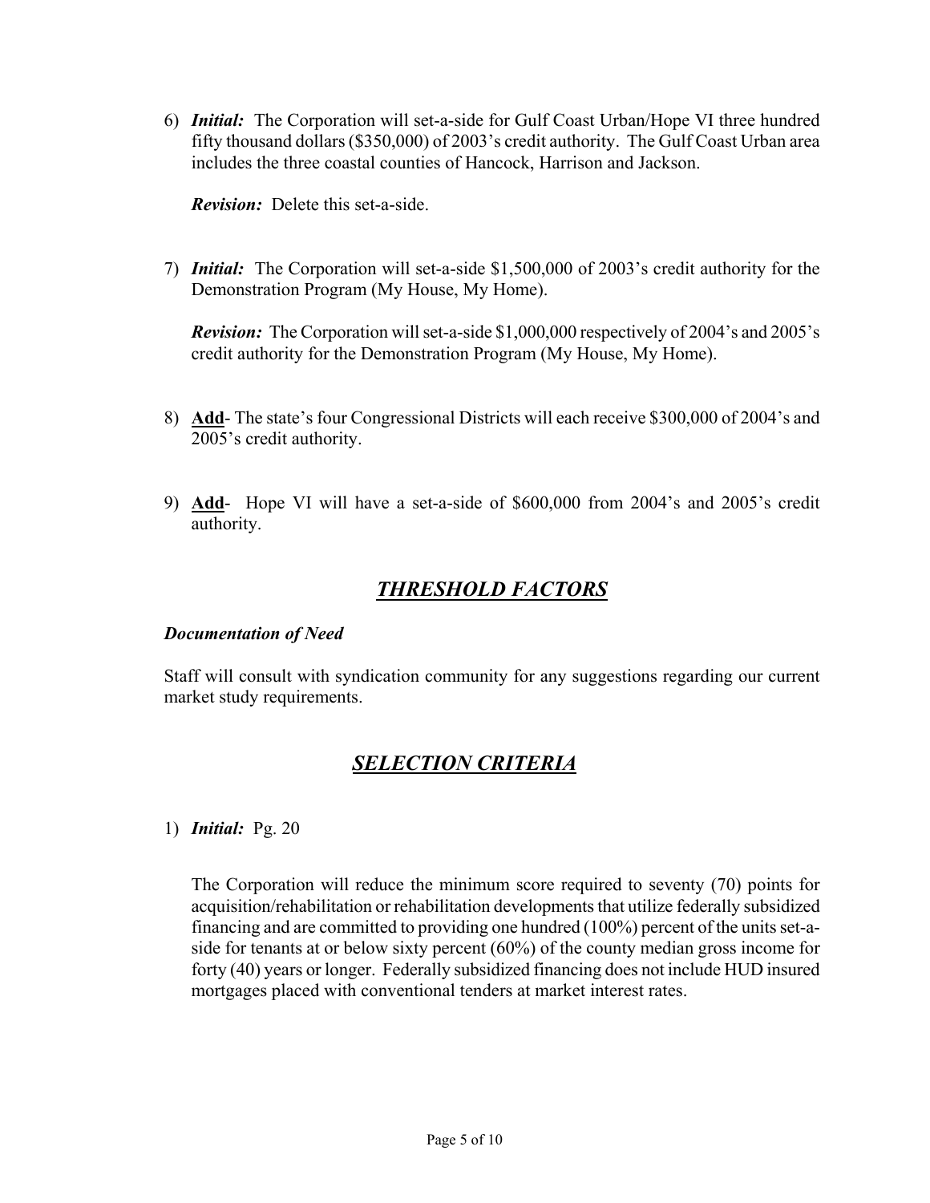6) ***Initial:*** The Corporation will set-a-side for Gulf Coast Urban/Hope VI three hundred fifty thousand dollars ($350,000) of 2003's credit authority. The Gulf Coast Urban area includes the three coastal counties of Hancock, Harrison and Jackson.

   ***Revision:*** Delete this set-a-side.

7) ***Initial:*** The Corporation will set-a-side $1,500,000 of 2003's credit authority for the Demonstration Program (My House, My Home).

   ***Revision:*** The Corporation will set-a-side $1,000,000 respectively of 2004's and 2005's credit authority for the Demonstration Program (My House, My Home).

8) **Add**- The state's four Congressional Districts will each receive $300,000 of 2004's and 2005's credit authority.

9) **Add**- Hope VI will have a set-a-side of $600,000 from 2004's and 2005's credit authority.

## *THRESHOLD FACTORS*

***Documentation of Need***

Staff will consult with syndication community for any suggestions regarding our current market study requirements.

## *SELECTION CRITERIA*

1) ***Initial:*** Pg. 20

   The Corporation will reduce the minimum score required to seventy (70) points for acquisition/rehabilitation or rehabilitation developments that utilize federally subsidized financing and are committed to providing one hundred (100%) percent of the units set-a-side for tenants at or below sixty percent (60%) of the county median gross income for forty (40) years or longer. Federally subsidized financing does not include HUD insured mortgages placed with conventional tenders at market interest rates.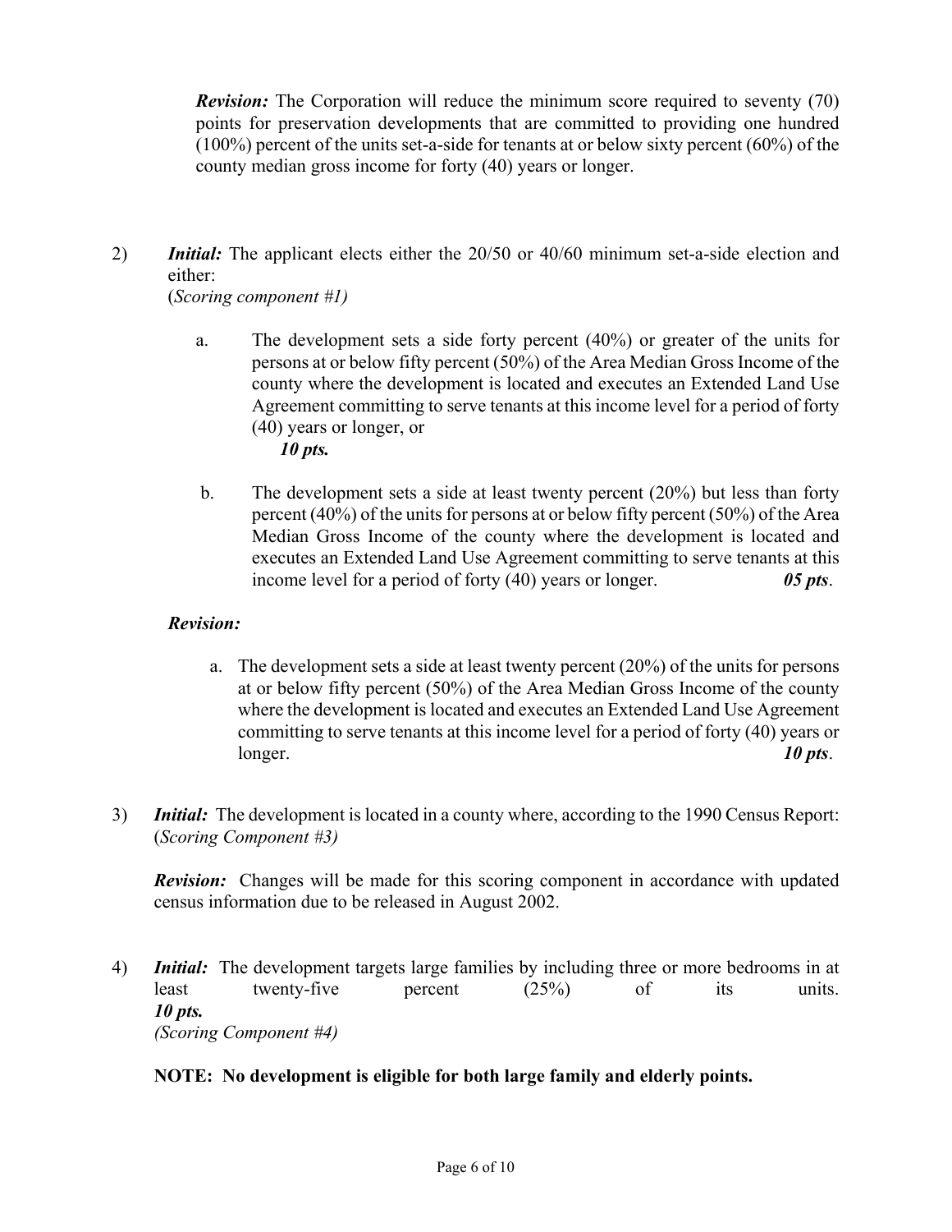***Revision:*** The Corporation will reduce the minimum score required to seventy (70) points for preservation developments that are committed to providing one hundred (100%) percent of the units set-a-side for tenants at or below sixty percent (60%) of the county median gross income for forty (40) years or longer.

2) ***Initial:*** The applicant elects either the 20/50 or 40/60 minimum set-a-side election and either:
(*Scoring component #1)*

   a. The development sets a side forty percent (40%) or greater of the units for persons at or below fifty percent (50%) of the Area Median Gross Income of the county where the development is located and executes an Extended Land Use Agreement committing to serve tenants at this income level for a period of forty (40) years or longer, or
   ***10 pts.***

   b. The development sets a side at least twenty percent (20%) but less than forty percent (40%) of the units for persons at or below fifty percent (50%) of the Area Median Gross Income of the county where the development is located and executes an Extended Land Use Agreement committing to serve tenants at this income level for a period of forty (40) years or longer. ***05 pts***.

   ***Revision:***

   a. The development sets a side at least twenty percent (20%) of the units for persons at or below fifty percent (50%) of the Area Median Gross Income of the county where the development is located and executes an Extended Land Use Agreement committing to serve tenants at this income level for a period of forty (40) years or longer. ***10 pts***.

3) ***Initial:*** The development is located in a county where, according to the 1990 Census Report:
(*Scoring Component #3)*

   ***Revision:*** Changes will be made for this scoring component in accordance with updated census information due to be released in August 2002.

4) ***Initial:*** The development targets large families by including three or more bedrooms in at least twenty-five percent (25%) of its units.
***10 pts.***
*(Scoring Component #4)*

   **NOTE: No development is eligible for both large family and elderly points.**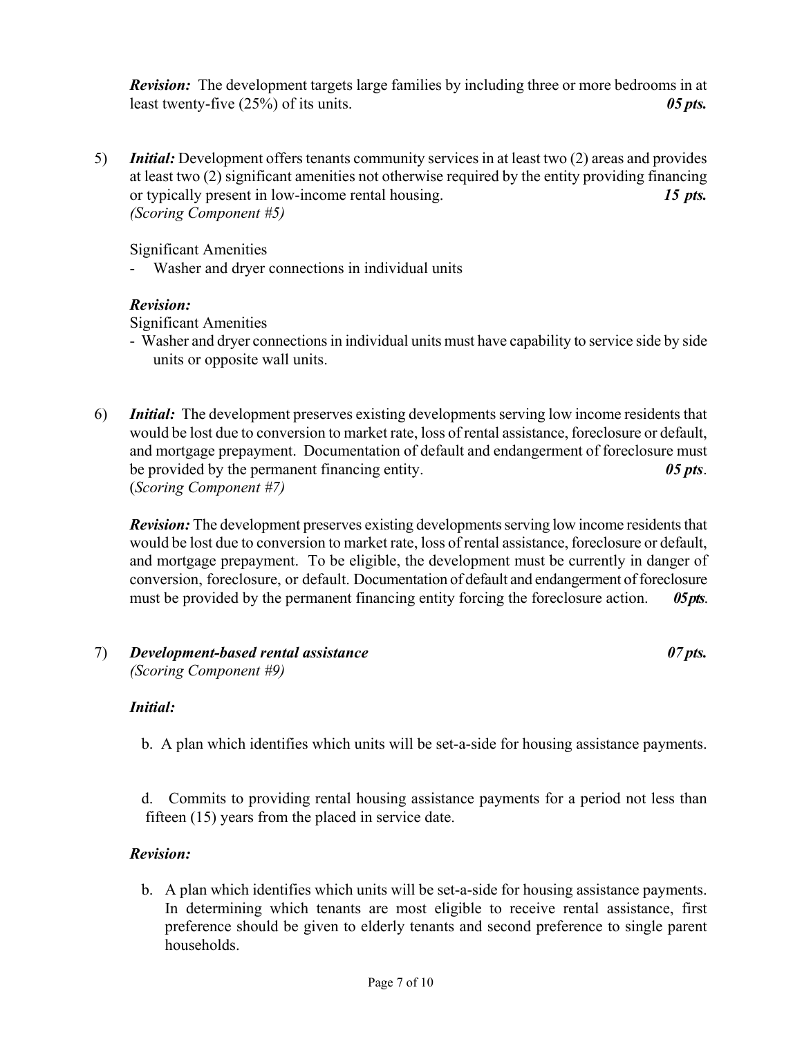*Revision:* The development targets large families by including three or more bedrooms in at least twenty-five (25%) of its units. ***05 pts.***

5) *Initial:* Development offers tenants community services in at least two (2) areas and provides at least two (2) significant amenities not otherwise required by the entity providing financing or typically present in low-income rental housing. ***15 pts.***
*(Scoring Component #5)*

   Significant Amenities
   - Washer and dryer connections in individual units

   ***Revision:***
   Significant Amenities
   - Washer and dryer connections in individual units must have capability to service side by side units or opposite wall units.

6) *Initial:* The development preserves existing developments serving low income residents that would be lost due to conversion to market rate, loss of rental assistance, foreclosure or default, and mortgage prepayment. Documentation of default and endangerment of foreclosure must be provided by the permanent financing entity. ***05 pts***.
(*Scoring Component #7)*

   *Revision:* The development preserves existing developments serving low income residents that would be lost due to conversion to market rate, loss of rental assistance, foreclosure or default, and mortgage prepayment. To be eligible, the development must be currently in danger of conversion, foreclosure, or default. Documentation of default and endangerment of foreclosure must be provided by the permanent financing entity forcing the foreclosure action. ***05pts***.

7) ***Development-based rental assistance*** ***07 pts.***
*(Scoring Component #9)*

   ***Initial:***

   b. A plan which identifies which units will be set-a-side for housing assistance payments.

   d. Commits to providing rental housing assistance payments for a period not less than fifteen (15) years from the placed in service date.

   ***Revision:***

   b. A plan which identifies which units will be set-a-side for housing assistance payments. In determining which tenants are most eligible to receive rental assistance, first preference should be given to elderly tenants and second preference to single parent households.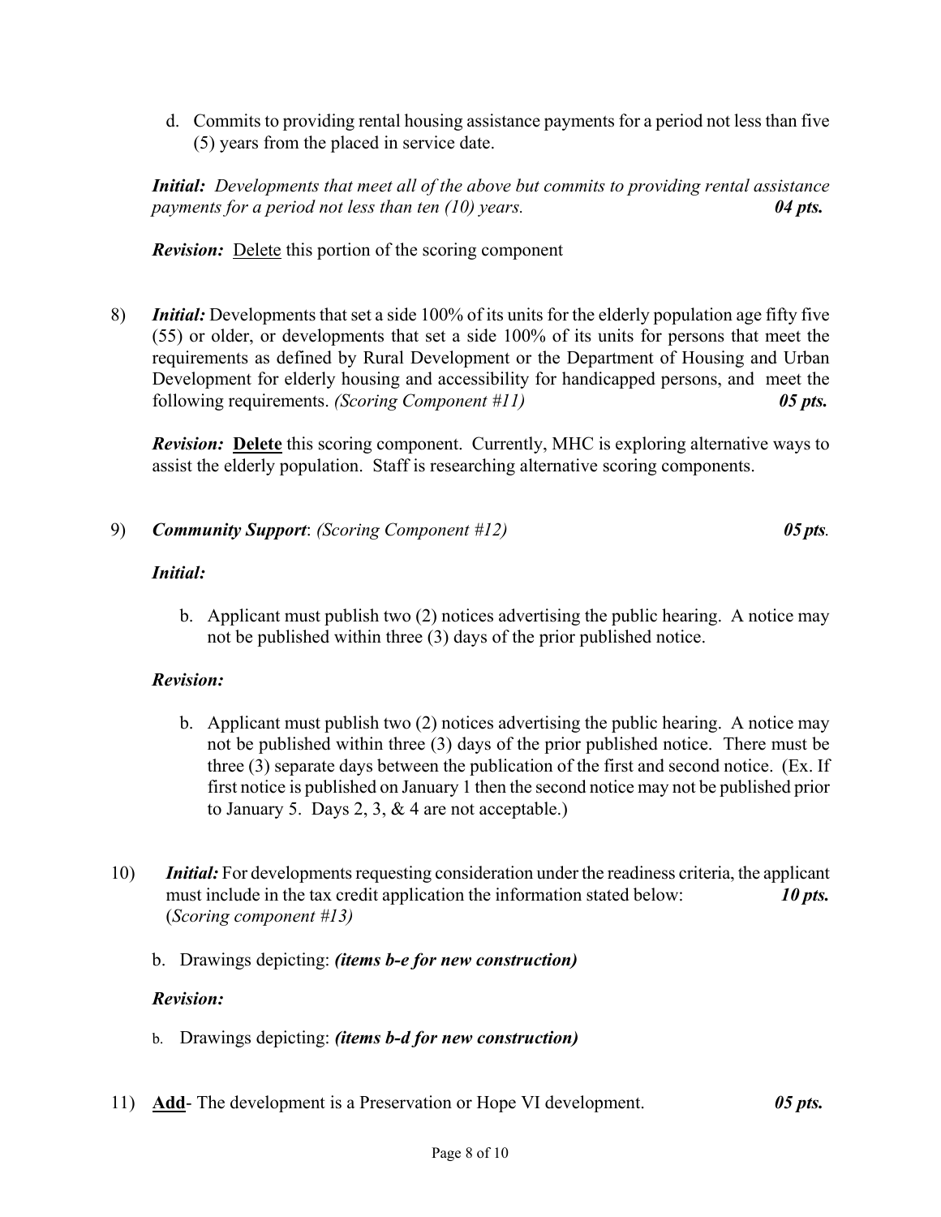d. Commits to providing rental housing assistance payments for a period not less than five (5) years from the placed in service date.

***Initial:*** *Developments that meet all of the above but commits to providing rental assistance payments for a period not less than ten (10) years.* ***04 pts.***

***Revision:*** Delete this portion of the scoring component

8) ***Initial:*** Developments that set a side 100% of its units for the elderly population age fifty five (55) or older, or developments that set a side 100% of its units for persons that meet the requirements as defined by Rural Development or the Department of Housing and Urban Development for elderly housing and accessibility for handicapped persons, and meet the following requirements. *(Scoring Component #11)* ***05 pts.***

   ***Revision:*** **Delete** this scoring component. Currently, MHC is exploring alternative ways to assist the elderly population. Staff is researching alternative scoring components.

9) ***Community Support***: *(Scoring Component #12)* ***05 pts.***

   ***Initial:***

   b. Applicant must publish two (2) notices advertising the public hearing. A notice may not be published within three (3) days of the prior published notice.

   ***Revision:***

   b. Applicant must publish two (2) notices advertising the public hearing. A notice may not be published within three (3) days of the prior published notice. There must be three (3) separate days between the publication of the first and second notice. (Ex. If first notice is published on January 1 then the second notice may not be published prior to January 5. Days 2, 3, & 4 are not acceptable.)

10) ***Initial:*** For developments requesting consideration under the readiness criteria, the applicant must include in the tax credit application the information stated below: ***10 pts.*** (*Scoring component #13)*

    b. Drawings depicting: ***(items b-e for new construction)***

    ***Revision:***

    b. Drawings depicting: ***(items b-d for new construction)***

11) **Add**- The development is a Preservation or Hope VI development. ***05 pts.***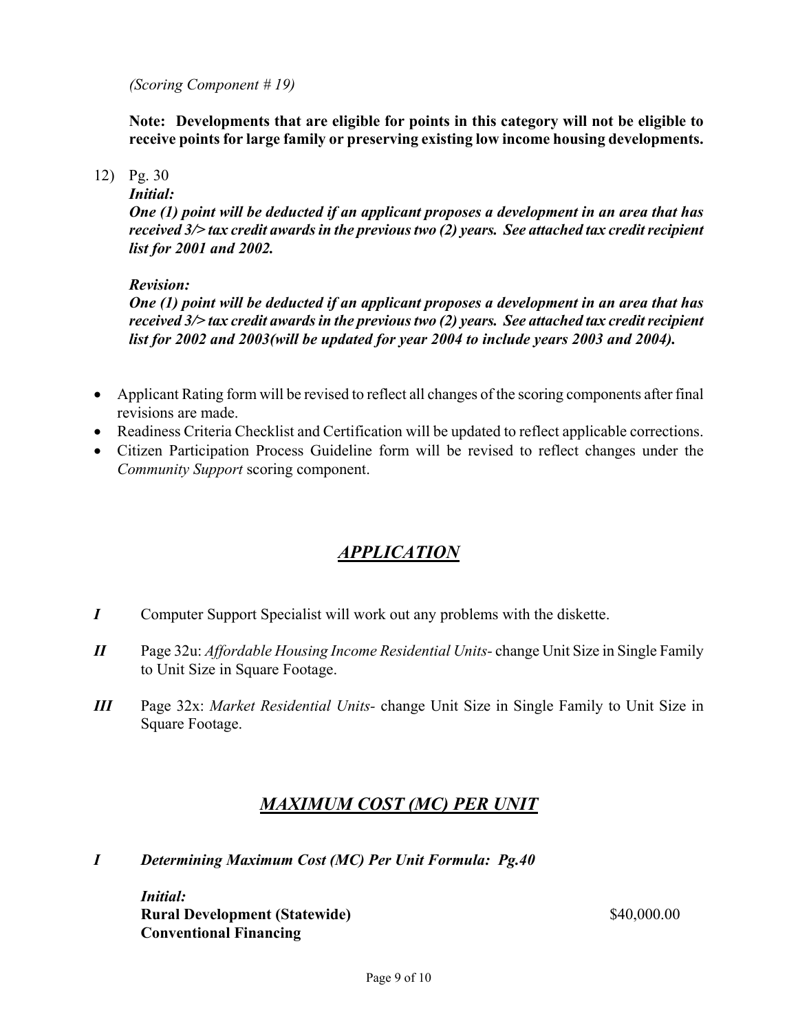*(Scoring Component # 19)*

**Note: Developments that are eligible for points in this category will not be eligible to receive points for large family or preserving existing low income housing developments.**

12) Pg. 30

***Initial:***

***One (1) point will be deducted if an applicant proposes a development in an area that has received 3/> tax credit awards in the previous two (2) years. See attached tax credit recipient list for 2001 and 2002.***

***Revision:***

***One (1) point will be deducted if an applicant proposes a development in an area that has received 3/> tax credit awards in the previous two (2) years. See attached tax credit recipient list for 2002 and 2003(will be updated for year 2004 to include years 2003 and 2004).***

- Applicant Rating form will be revised to reflect all changes of the scoring components after final revisions are made.
- Readiness Criteria Checklist and Certification will be updated to reflect applicable corrections.
- Citizen Participation Process Guideline form will be revised to reflect changes under the *Community Support* scoring component.

## *APPLICATION*

***I*** Computer Support Specialist will work out any problems with the diskette.

***II*** Page 32u: *Affordable Housing Income Residential Units*- change Unit Size in Single Family to Unit Size in Square Footage.

***III*** Page 32x: *Market Residential Units*- change Unit Size in Single Family to Unit Size in Square Footage.

## *MAXIMUM COST (MC) PER UNIT*

***I Determining Maximum Cost (MC) Per Unit Formula: Pg.40***

***Initial:***

**Rural Development (Statewide)** $40,000.00

**Conventional Financing**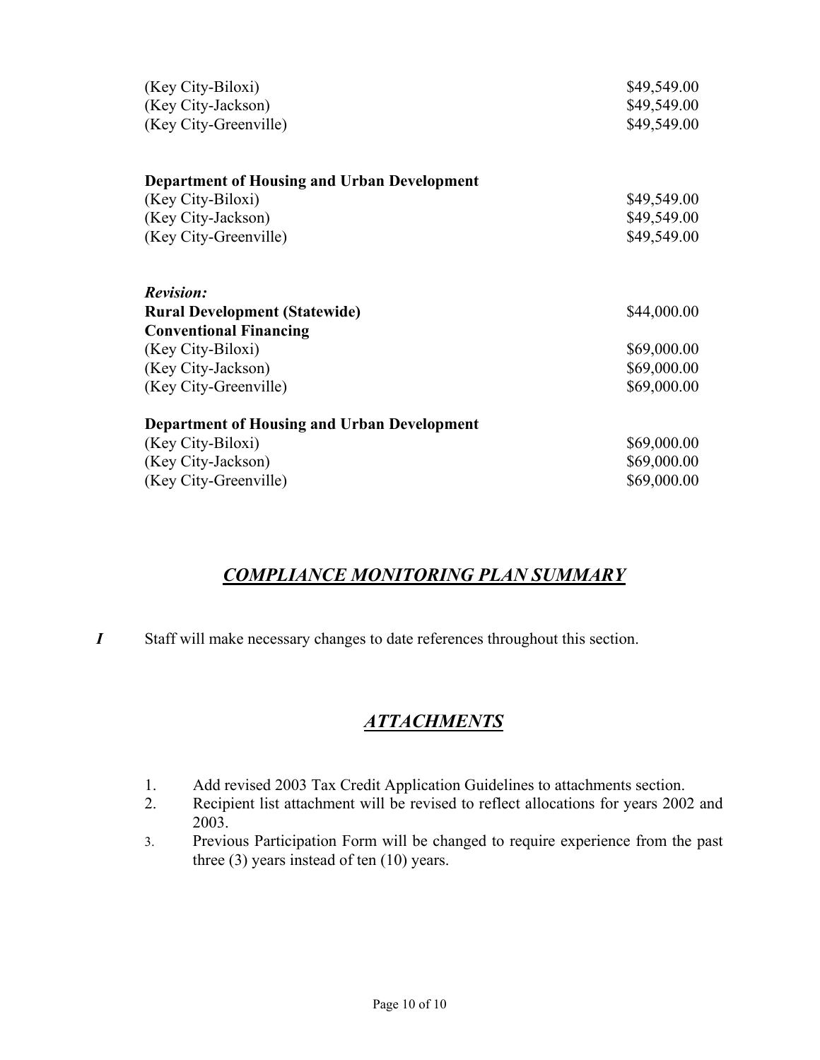| | |
|---|---|
| (Key City-Biloxi) | $49,549.00 |
| (Key City-Jackson) | $49,549.00 |
| (Key City-Greenville) | $49,549.00 |

**Department of Housing and Urban Development**

| | |
|---|---|
| (Key City-Biloxi) | $49,549.00 |
| (Key City-Jackson) | $49,549.00 |
| (Key City-Greenville) | $49,549.00 |

***Revision:***

| | |
|---|---|
| **Rural Development (Statewide)** | $44,000.00 |
| **Conventional Financing** | |
| (Key City-Biloxi) | $69,000.00 |
| (Key City-Jackson) | $69,000.00 |
| (Key City-Greenville) | $69,000.00 |

**Department of Housing and Urban Development**

| | |
|---|---|
| (Key City-Biloxi) | $69,000.00 |
| (Key City-Jackson) | $69,000.00 |
| (Key City-Greenville) | $69,000.00 |

## ***COMPLIANCE MONITORING PLAN SUMMARY***

***I*** Staff will make necessary changes to date references throughout this section.

## ***ATTACHMENTS***

1. Add revised 2003 Tax Credit Application Guidelines to attachments section.
2. Recipient list attachment will be revised to reflect allocations for years 2002 and 2003.
3. Previous Participation Form will be changed to require experience from the past three (3) years instead of ten (10) years.